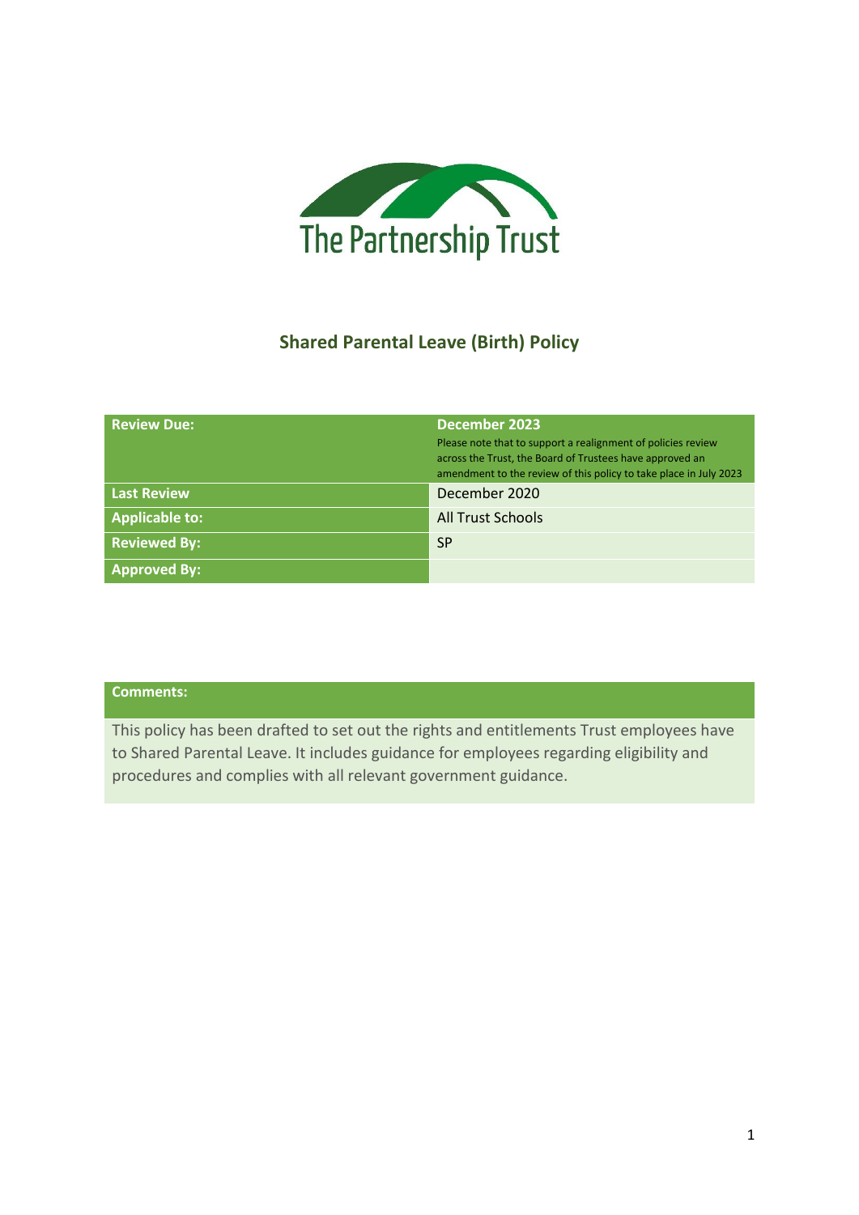The Partnership Trust

# Shared Parental Leave (Birth) Policy

| | |
|---|---|
| **Review Due:** | **December 2023** Please note that to support a realignment of policies review across the Trust, the Board of Trustees have approved an amendment to the review of this policy to take place in July 2023 |
| **Last Review** | December 2020 |
| **Applicable to:** | All Trust Schools |
| **Reviewed By:** | SP |
| **Approved By:** | |

| **Comments:** |
|---|
| This policy has been drafted to set out the rights and entitlements Trust employees have to Shared Parental Leave. It includes guidance for employees regarding eligibility and procedures and complies with all relevant government guidance. |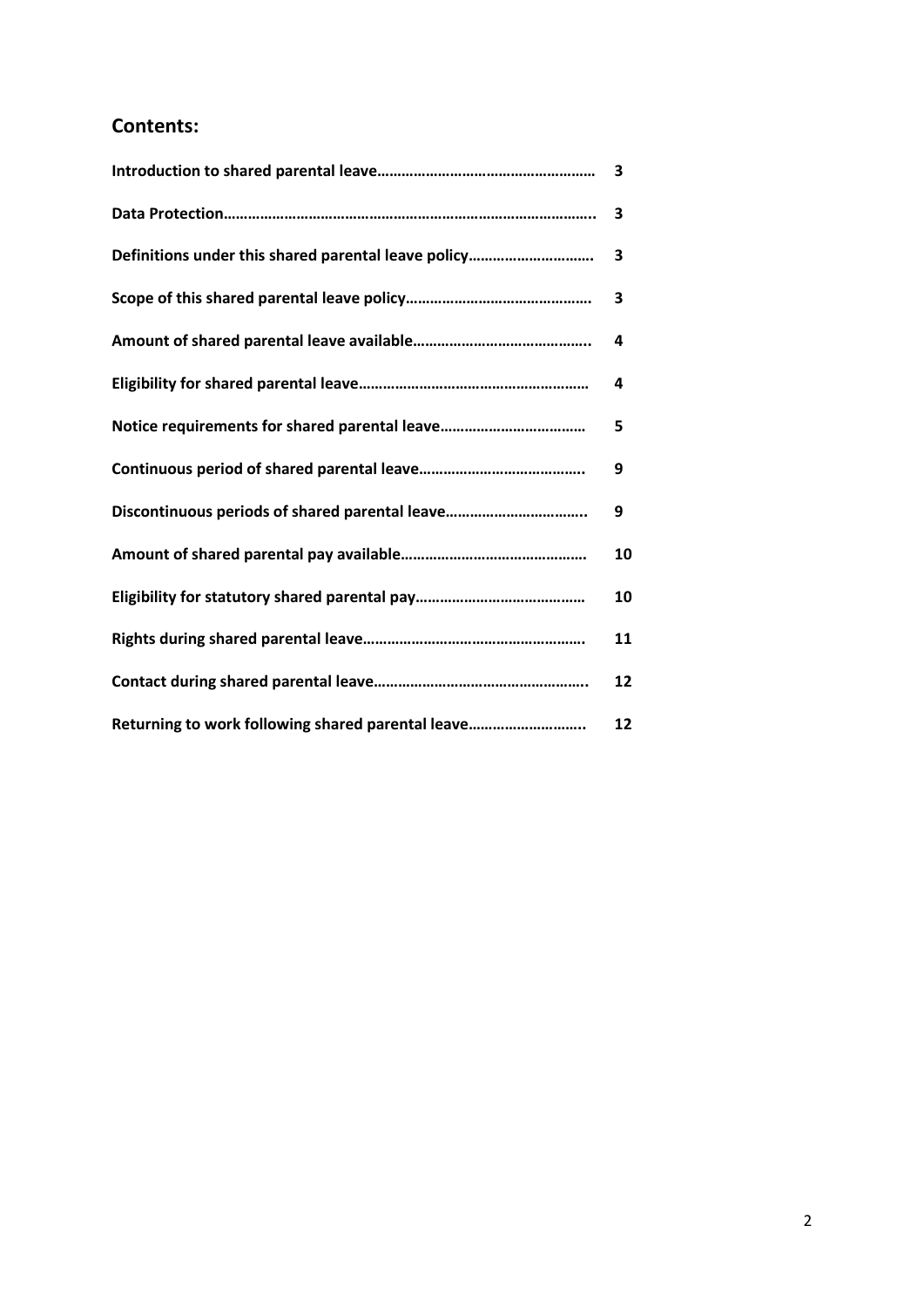## Contents:

| | |
|---|---|
| **Introduction to shared parental leave……………………………………………** | **3** |
| **Data Protection……………………………………………………………………………..** | **3** |
| **Definitions under this shared parental leave policy…………………………** | **3** |
| **Scope of this shared parental leave policy………………………………………** | **3** |
| **Amount of shared parental leave available……………………………………..** | **4** |
| **Eligibility for shared parental leave…………………………………………………** | **4** |
| **Notice requirements for shared parental leave………………………………** | **5** |
| **Continuous period of shared parental leave…………………………………..** | **9** |
| **Discontinuous periods of shared parental leave……………………………..** | **9** |
| **Amount of shared parental pay available………………………………………** | **10** |
| **Eligibility for statutory shared parental pay……………………………………** | **10** |
| **Rights during shared parental leave……………………………………………….** | **11** |
| **Contact during shared parental leave……………………………………………..** | **12** |
| **Returning to work following shared parental leave………………………..** | **12** |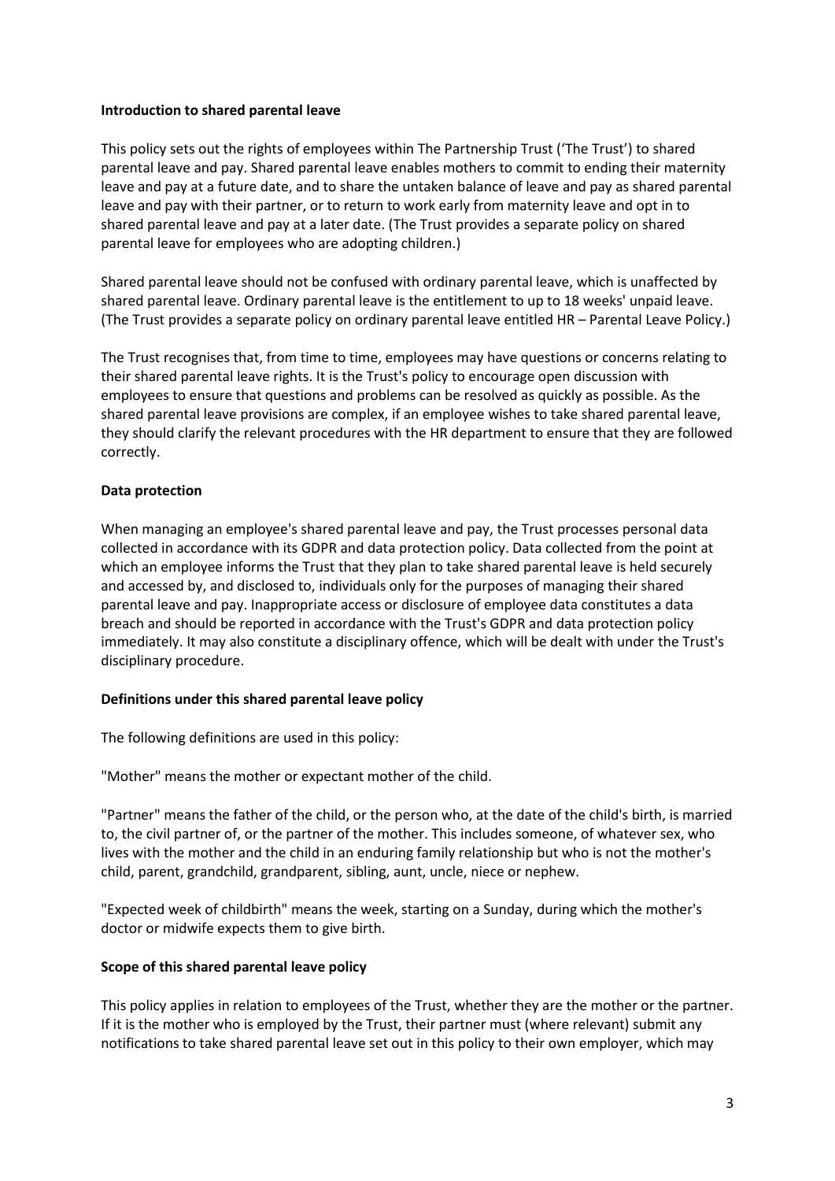## Introduction to shared parental leave

This policy sets out the rights of employees within The Partnership Trust ('The Trust') to shared parental leave and pay. Shared parental leave enables mothers to commit to ending their maternity leave and pay at a future date, and to share the untaken balance of leave and pay as shared parental leave and pay with their partner, or to return to work early from maternity leave and opt in to shared parental leave and pay at a later date. (The Trust provides a separate policy on shared parental leave for employees who are adopting children.)

Shared parental leave should not be confused with ordinary parental leave, which is unaffected by shared parental leave. Ordinary parental leave is the entitlement to up to 18 weeks' unpaid leave. (The Trust provides a separate policy on ordinary parental leave entitled HR – Parental Leave Policy.)

The Trust recognises that, from time to time, employees may have questions or concerns relating to their shared parental leave rights. It is the Trust's policy to encourage open discussion with employees to ensure that questions and problems can be resolved as quickly as possible. As the shared parental leave provisions are complex, if an employee wishes to take shared parental leave, they should clarify the relevant procedures with the HR department to ensure that they are followed correctly.

## Data protection

When managing an employee's shared parental leave and pay, the Trust processes personal data collected in accordance with its GDPR and data protection policy. Data collected from the point at which an employee informs the Trust that they plan to take shared parental leave is held securely and accessed by, and disclosed to, individuals only for the purposes of managing their shared parental leave and pay. Inappropriate access or disclosure of employee data constitutes a data breach and should be reported in accordance with the Trust's GDPR and data protection policy immediately. It may also constitute a disciplinary offence, which will be dealt with under the Trust's disciplinary procedure.

## Definitions under this shared parental leave policy

The following definitions are used in this policy:

"Mother" means the mother or expectant mother of the child.

"Partner" means the father of the child, or the person who, at the date of the child's birth, is married to, the civil partner of, or the partner of the mother. This includes someone, of whatever sex, who lives with the mother and the child in an enduring family relationship but who is not the mother's child, parent, grandchild, grandparent, sibling, aunt, uncle, niece or nephew.

"Expected week of childbirth" means the week, starting on a Sunday, during which the mother's doctor or midwife expects them to give birth.

## Scope of this shared parental leave policy

This policy applies in relation to employees of the Trust, whether they are the mother or the partner. If it is the mother who is employed by the Trust, their partner must (where relevant) submit any notifications to take shared parental leave set out in this policy to their own employer, which may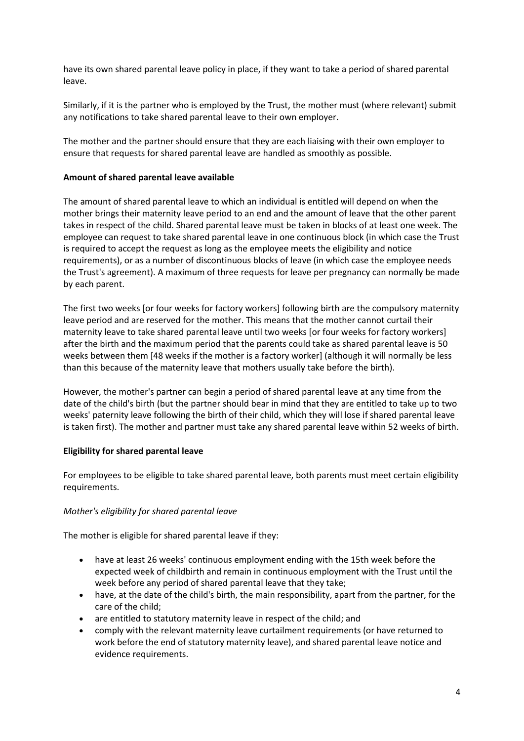have its own shared parental leave policy in place, if they want to take a period of shared parental leave.

Similarly, if it is the partner who is employed by the Trust, the mother must (where relevant) submit any notifications to take shared parental leave to their own employer.

The mother and the partner should ensure that they are each liaising with their own employer to ensure that requests for shared parental leave are handled as smoothly as possible.

**Amount of shared parental leave available**

The amount of shared parental leave to which an individual is entitled will depend on when the mother brings their maternity leave period to an end and the amount of leave that the other parent takes in respect of the child. Shared parental leave must be taken in blocks of at least one week. The employee can request to take shared parental leave in one continuous block (in which case the Trust is required to accept the request as long as the employee meets the eligibility and notice requirements), or as a number of discontinuous blocks of leave (in which case the employee needs the Trust's agreement). A maximum of three requests for leave per pregnancy can normally be made by each parent.

The first two weeks [or four weeks for factory workers] following birth are the compulsory maternity leave period and are reserved for the mother. This means that the mother cannot curtail their maternity leave to take shared parental leave until two weeks [or four weeks for factory workers] after the birth and the maximum period that the parents could take as shared parental leave is 50 weeks between them [48 weeks if the mother is a factory worker] (although it will normally be less than this because of the maternity leave that mothers usually take before the birth).

However, the mother's partner can begin a period of shared parental leave at any time from the date of the child's birth (but the partner should bear in mind that they are entitled to take up to two weeks' paternity leave following the birth of their child, which they will lose if shared parental leave is taken first). The mother and partner must take any shared parental leave within 52 weeks of birth.

**Eligibility for shared parental leave**

For employees to be eligible to take shared parental leave, both parents must meet certain eligibility requirements.

*Mother's eligibility for shared parental leave*

The mother is eligible for shared parental leave if they:

- have at least 26 weeks' continuous employment ending with the 15th week before the expected week of childbirth and remain in continuous employment with the Trust until the week before any period of shared parental leave that they take;
- have, at the date of the child's birth, the main responsibility, apart from the partner, for the care of the child;
- are entitled to statutory maternity leave in respect of the child; and
- comply with the relevant maternity leave curtailment requirements (or have returned to work before the end of statutory maternity leave), and shared parental leave notice and evidence requirements.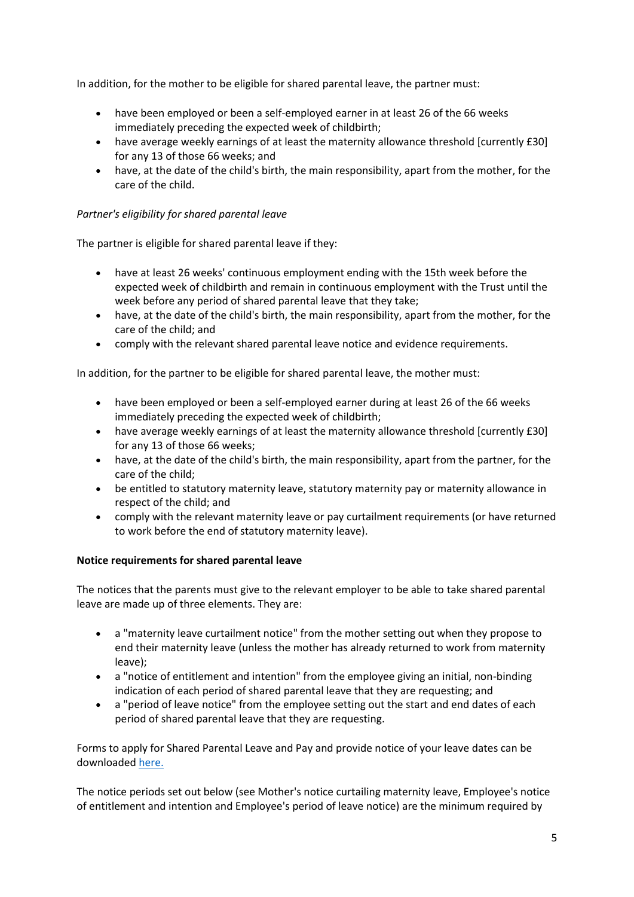In addition, for the mother to be eligible for shared parental leave, the partner must:

- have been employed or been a self-employed earner in at least 26 of the 66 weeks immediately preceding the expected week of childbirth;
- have average weekly earnings of at least the maternity allowance threshold [currently £30] for any 13 of those 66 weeks; and
- have, at the date of the child's birth, the main responsibility, apart from the mother, for the care of the child.

*Partner's eligibility for shared parental leave*

The partner is eligible for shared parental leave if they:

- have at least 26 weeks' continuous employment ending with the 15th week before the expected week of childbirth and remain in continuous employment with the Trust until the week before any period of shared parental leave that they take;
- have, at the date of the child's birth, the main responsibility, apart from the mother, for the care of the child; and
- comply with the relevant shared parental leave notice and evidence requirements.

In addition, for the partner to be eligible for shared parental leave, the mother must:

- have been employed or been a self-employed earner during at least 26 of the 66 weeks immediately preceding the expected week of childbirth;
- have average weekly earnings of at least the maternity allowance threshold [currently £30] for any 13 of those 66 weeks;
- have, at the date of the child's birth, the main responsibility, apart from the partner, for the care of the child;
- be entitled to statutory maternity leave, statutory maternity pay or maternity allowance in respect of the child; and
- comply with the relevant maternity leave or pay curtailment requirements (or have returned to work before the end of statutory maternity leave).

**Notice requirements for shared parental leave**

The notices that the parents must give to the relevant employer to be able to take shared parental leave are made up of three elements. They are:

- a "maternity leave curtailment notice" from the mother setting out when they propose to end their maternity leave (unless the mother has already returned to work from maternity leave);
- a "notice of entitlement and intention" from the employee giving an initial, non-binding indication of each period of shared parental leave that they are requesting; and
- a "period of leave notice" from the employee setting out the start and end dates of each period of shared parental leave that they are requesting.

Forms to apply for Shared Parental Leave and Pay and provide notice of your leave dates can be downloaded here.

The notice periods set out below (see Mother's notice curtailing maternity leave, Employee's notice of entitlement and intention and Employee's period of leave notice) are the minimum required by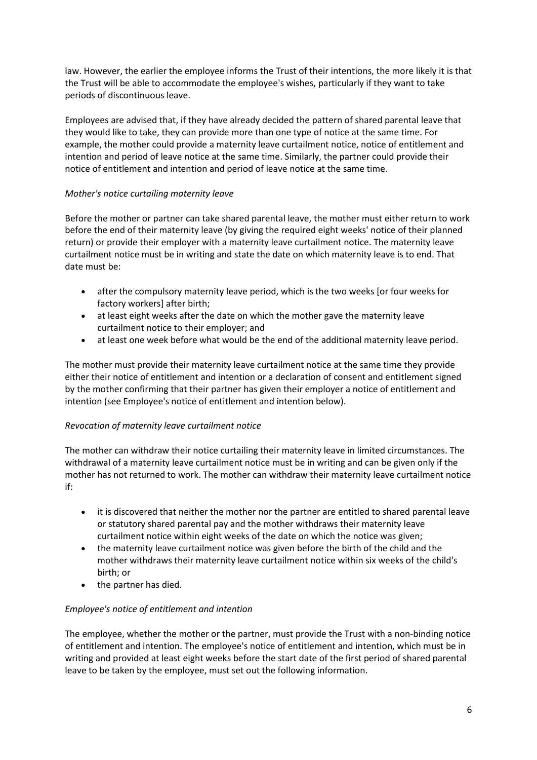law. However, the earlier the employee informs the Trust of their intentions, the more likely it is that the Trust will be able to accommodate the employee's wishes, particularly if they want to take periods of discontinuous leave.

Employees are advised that, if they have already decided the pattern of shared parental leave that they would like to take, they can provide more than one type of notice at the same time. For example, the mother could provide a maternity leave curtailment notice, notice of entitlement and intention and period of leave notice at the same time. Similarly, the partner could provide their notice of entitlement and intention and period of leave notice at the same time.

*Mother's notice curtailing maternity leave*

Before the mother or partner can take shared parental leave, the mother must either return to work before the end of their maternity leave (by giving the required eight weeks' notice of their planned return) or provide their employer with a maternity leave curtailment notice. The maternity leave curtailment notice must be in writing and state the date on which maternity leave is to end. That date must be:

- after the compulsory maternity leave period, which is the two weeks [or four weeks for factory workers] after birth;
- at least eight weeks after the date on which the mother gave the maternity leave curtailment notice to their employer; and
- at least one week before what would be the end of the additional maternity leave period.

The mother must provide their maternity leave curtailment notice at the same time they provide either their notice of entitlement and intention or a declaration of consent and entitlement signed by the mother confirming that their partner has given their employer a notice of entitlement and intention (see Employee's notice of entitlement and intention below).

*Revocation of maternity leave curtailment notice*

The mother can withdraw their notice curtailing their maternity leave in limited circumstances. The withdrawal of a maternity leave curtailment notice must be in writing and can be given only if the mother has not returned to work. The mother can withdraw their maternity leave curtailment notice if:

- it is discovered that neither the mother nor the partner are entitled to shared parental leave or statutory shared parental pay and the mother withdraws their maternity leave curtailment notice within eight weeks of the date on which the notice was given;
- the maternity leave curtailment notice was given before the birth of the child and the mother withdraws their maternity leave curtailment notice within six weeks of the child's birth; or
- the partner has died.

*Employee's notice of entitlement and intention*

The employee, whether the mother or the partner, must provide the Trust with a non-binding notice of entitlement and intention. The employee's notice of entitlement and intention, which must be in writing and provided at least eight weeks before the start date of the first period of shared parental leave to be taken by the employee, must set out the following information.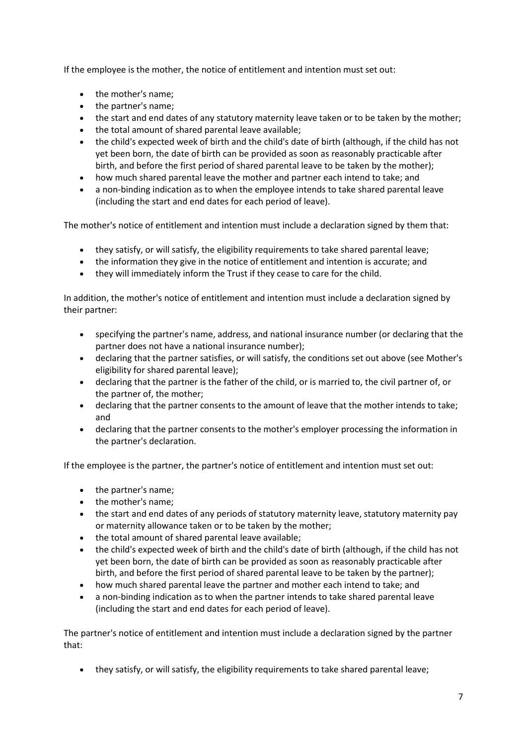If the employee is the mother, the notice of entitlement and intention must set out:

- the mother's name;
- the partner's name;
- the start and end dates of any statutory maternity leave taken or to be taken by the mother;
- the total amount of shared parental leave available;
- the child's expected week of birth and the child's date of birth (although, if the child has not yet been born, the date of birth can be provided as soon as reasonably practicable after birth, and before the first period of shared parental leave to be taken by the mother);
- how much shared parental leave the mother and partner each intend to take; and
- a non-binding indication as to when the employee intends to take shared parental leave (including the start and end dates for each period of leave).

The mother's notice of entitlement and intention must include a declaration signed by them that:

- they satisfy, or will satisfy, the eligibility requirements to take shared parental leave;
- the information they give in the notice of entitlement and intention is accurate; and
- they will immediately inform the Trust if they cease to care for the child.

In addition, the mother's notice of entitlement and intention must include a declaration signed by their partner:

- specifying the partner's name, address, and national insurance number (or declaring that the partner does not have a national insurance number);
- declaring that the partner satisfies, or will satisfy, the conditions set out above (see Mother's eligibility for shared parental leave);
- declaring that the partner is the father of the child, or is married to, the civil partner of, or the partner of, the mother;
- declaring that the partner consents to the amount of leave that the mother intends to take; and
- declaring that the partner consents to the mother's employer processing the information in the partner's declaration.

If the employee is the partner, the partner's notice of entitlement and intention must set out:

- the partner's name;
- the mother's name;
- the start and end dates of any periods of statutory maternity leave, statutory maternity pay or maternity allowance taken or to be taken by the mother;
- the total amount of shared parental leave available;
- the child's expected week of birth and the child's date of birth (although, if the child has not yet been born, the date of birth can be provided as soon as reasonably practicable after birth, and before the first period of shared parental leave to be taken by the partner);
- how much shared parental leave the partner and mother each intend to take; and
- a non-binding indication as to when the partner intends to take shared parental leave (including the start and end dates for each period of leave).

The partner's notice of entitlement and intention must include a declaration signed by the partner that:

- they satisfy, or will satisfy, the eligibility requirements to take shared parental leave;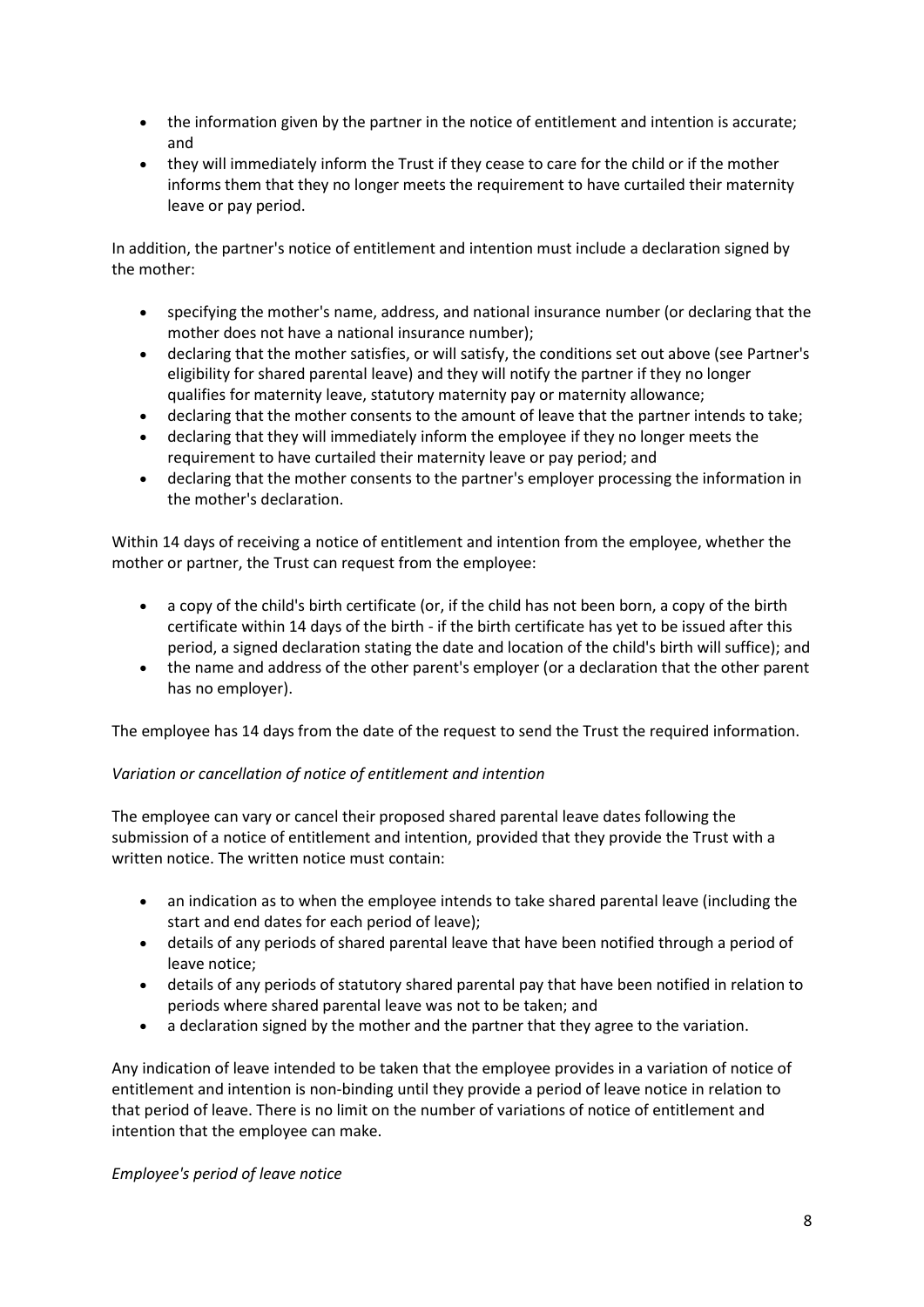- the information given by the partner in the notice of entitlement and intention is accurate; and
- they will immediately inform the Trust if they cease to care for the child or if the mother informs them that they no longer meets the requirement to have curtailed their maternity leave or pay period.

In addition, the partner's notice of entitlement and intention must include a declaration signed by the mother:

- specifying the mother's name, address, and national insurance number (or declaring that the mother does not have a national insurance number);
- declaring that the mother satisfies, or will satisfy, the conditions set out above (see Partner's eligibility for shared parental leave) and they will notify the partner if they no longer qualifies for maternity leave, statutory maternity pay or maternity allowance;
- declaring that the mother consents to the amount of leave that the partner intends to take;
- declaring that they will immediately inform the employee if they no longer meets the requirement to have curtailed their maternity leave or pay period; and
- declaring that the mother consents to the partner's employer processing the information in the mother's declaration.

Within 14 days of receiving a notice of entitlement and intention from the employee, whether the mother or partner, the Trust can request from the employee:

- a copy of the child's birth certificate (or, if the child has not been born, a copy of the birth certificate within 14 days of the birth - if the birth certificate has yet to be issued after this period, a signed declaration stating the date and location of the child's birth will suffice); and
- the name and address of the other parent's employer (or a declaration that the other parent has no employer).

The employee has 14 days from the date of the request to send the Trust the required information.

*Variation or cancellation of notice of entitlement and intention*

The employee can vary or cancel their proposed shared parental leave dates following the submission of a notice of entitlement and intention, provided that they provide the Trust with a written notice. The written notice must contain:

- an indication as to when the employee intends to take shared parental leave (including the start and end dates for each period of leave);
- details of any periods of shared parental leave that have been notified through a period of leave notice;
- details of any periods of statutory shared parental pay that have been notified in relation to periods where shared parental leave was not to be taken; and
- a declaration signed by the mother and the partner that they agree to the variation.

Any indication of leave intended to be taken that the employee provides in a variation of notice of entitlement and intention is non-binding until they provide a period of leave notice in relation to that period of leave. There is no limit on the number of variations of notice of entitlement and intention that the employee can make.

*Employee's period of leave notice*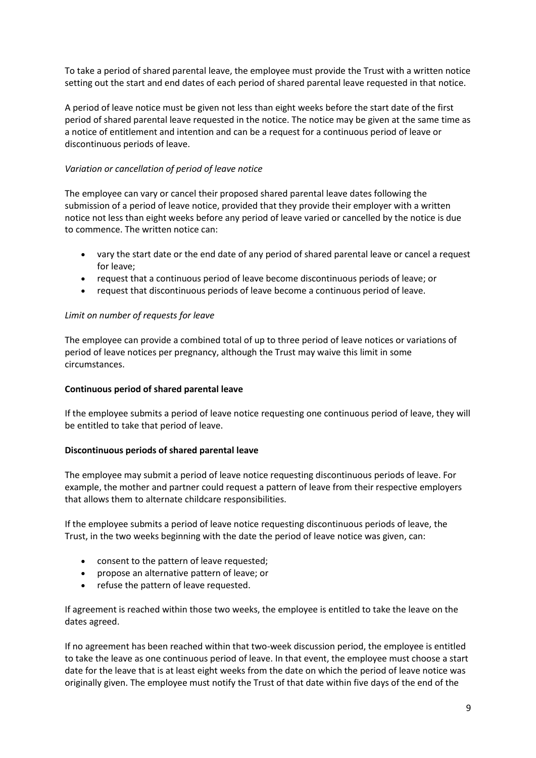To take a period of shared parental leave, the employee must provide the Trust with a written notice setting out the start and end dates of each period of shared parental leave requested in that notice.

A period of leave notice must be given not less than eight weeks before the start date of the first period of shared parental leave requested in the notice. The notice may be given at the same time as a notice of entitlement and intention and can be a request for a continuous period of leave or discontinuous periods of leave.

*Variation or cancellation of period of leave notice*

The employee can vary or cancel their proposed shared parental leave dates following the submission of a period of leave notice, provided that they provide their employer with a written notice not less than eight weeks before any period of leave varied or cancelled by the notice is due to commence. The written notice can:

- vary the start date or the end date of any period of shared parental leave or cancel a request for leave;
- request that a continuous period of leave become discontinuous periods of leave; or
- request that discontinuous periods of leave become a continuous period of leave.

*Limit on number of requests for leave*

The employee can provide a combined total of up to three period of leave notices or variations of period of leave notices per pregnancy, although the Trust may waive this limit in some circumstances.

**Continuous period of shared parental leave**

If the employee submits a period of leave notice requesting one continuous period of leave, they will be entitled to take that period of leave.

**Discontinuous periods of shared parental leave**

The employee may submit a period of leave notice requesting discontinuous periods of leave. For example, the mother and partner could request a pattern of leave from their respective employers that allows them to alternate childcare responsibilities.

If the employee submits a period of leave notice requesting discontinuous periods of leave, the Trust, in the two weeks beginning with the date the period of leave notice was given, can:

- consent to the pattern of leave requested;
- propose an alternative pattern of leave; or
- refuse the pattern of leave requested.

If agreement is reached within those two weeks, the employee is entitled to take the leave on the dates agreed.

If no agreement has been reached within that two-week discussion period, the employee is entitled to take the leave as one continuous period of leave. In that event, the employee must choose a start date for the leave that is at least eight weeks from the date on which the period of leave notice was originally given. The employee must notify the Trust of that date within five days of the end of the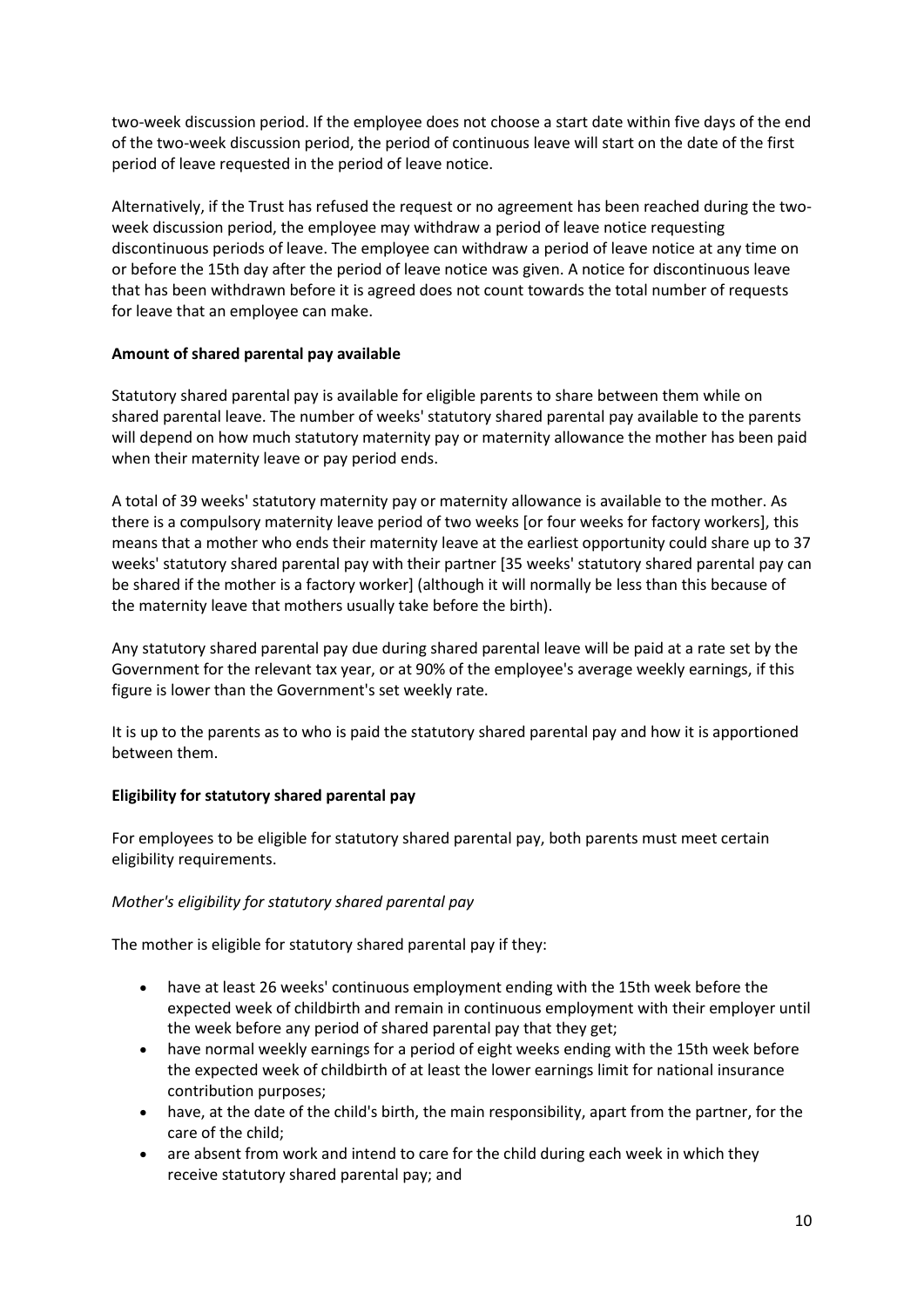two-week discussion period. If the employee does not choose a start date within five days of the end of the two-week discussion period, the period of continuous leave will start on the date of the first period of leave requested in the period of leave notice.

Alternatively, if the Trust has refused the request or no agreement has been reached during the two-week discussion period, the employee may withdraw a period of leave notice requesting discontinuous periods of leave. The employee can withdraw a period of leave notice at any time on or before the 15th day after the period of leave notice was given. A notice for discontinuous leave that has been withdrawn before it is agreed does not count towards the total number of requests for leave that an employee can make.

**Amount of shared parental pay available**

Statutory shared parental pay is available for eligible parents to share between them while on shared parental leave. The number of weeks' statutory shared parental pay available to the parents will depend on how much statutory maternity pay or maternity allowance the mother has been paid when their maternity leave or pay period ends.

A total of 39 weeks' statutory maternity pay or maternity allowance is available to the mother. As there is a compulsory maternity leave period of two weeks [or four weeks for factory workers], this means that a mother who ends their maternity leave at the earliest opportunity could share up to 37 weeks' statutory shared parental pay with their partner [35 weeks' statutory shared parental pay can be shared if the mother is a factory worker] (although it will normally be less than this because of the maternity leave that mothers usually take before the birth).

Any statutory shared parental pay due during shared parental leave will be paid at a rate set by the Government for the relevant tax year, or at 90% of the employee's average weekly earnings, if this figure is lower than the Government's set weekly rate.

It is up to the parents as to who is paid the statutory shared parental pay and how it is apportioned between them.

**Eligibility for statutory shared parental pay**

For employees to be eligible for statutory shared parental pay, both parents must meet certain eligibility requirements.

*Mother's eligibility for statutory shared parental pay*

The mother is eligible for statutory shared parental pay if they:

- have at least 26 weeks' continuous employment ending with the 15th week before the expected week of childbirth and remain in continuous employment with their employer until the week before any period of shared parental pay that they get;
- have normal weekly earnings for a period of eight weeks ending with the 15th week before the expected week of childbirth of at least the lower earnings limit for national insurance contribution purposes;
- have, at the date of the child's birth, the main responsibility, apart from the partner, for the care of the child;
- are absent from work and intend to care for the child during each week in which they receive statutory shared parental pay; and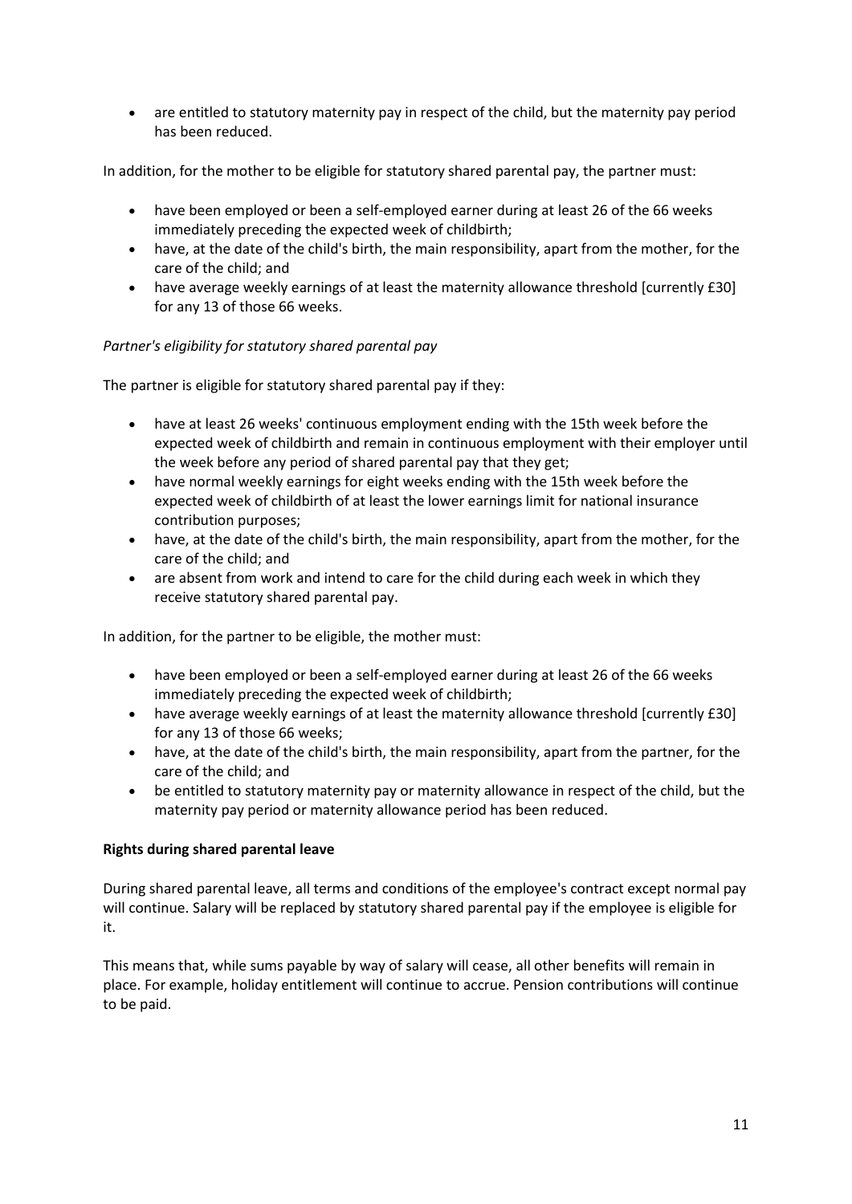- are entitled to statutory maternity pay in respect of the child, but the maternity pay period has been reduced.

In addition, for the mother to be eligible for statutory shared parental pay, the partner must:

- have been employed or been a self-employed earner during at least 26 of the 66 weeks immediately preceding the expected week of childbirth;
- have, at the date of the child's birth, the main responsibility, apart from the mother, for the care of the child; and
- have average weekly earnings of at least the maternity allowance threshold [currently £30] for any 13 of those 66 weeks.

*Partner's eligibility for statutory shared parental pay*

The partner is eligible for statutory shared parental pay if they:

- have at least 26 weeks' continuous employment ending with the 15th week before the expected week of childbirth and remain in continuous employment with their employer until the week before any period of shared parental pay that they get;
- have normal weekly earnings for eight weeks ending with the 15th week before the expected week of childbirth of at least the lower earnings limit for national insurance contribution purposes;
- have, at the date of the child's birth, the main responsibility, apart from the mother, for the care of the child; and
- are absent from work and intend to care for the child during each week in which they receive statutory shared parental pay.

In addition, for the partner to be eligible, the mother must:

- have been employed or been a self-employed earner during at least 26 of the 66 weeks immediately preceding the expected week of childbirth;
- have average weekly earnings of at least the maternity allowance threshold [currently £30] for any 13 of those 66 weeks;
- have, at the date of the child's birth, the main responsibility, apart from the partner, for the care of the child; and
- be entitled to statutory maternity pay or maternity allowance in respect of the child, but the maternity pay period or maternity allowance period has been reduced.

**Rights during shared parental leave**

During shared parental leave, all terms and conditions of the employee's contract except normal pay will continue. Salary will be replaced by statutory shared parental pay if the employee is eligible for it.

This means that, while sums payable by way of salary will cease, all other benefits will remain in place. For example, holiday entitlement will continue to accrue. Pension contributions will continue to be paid.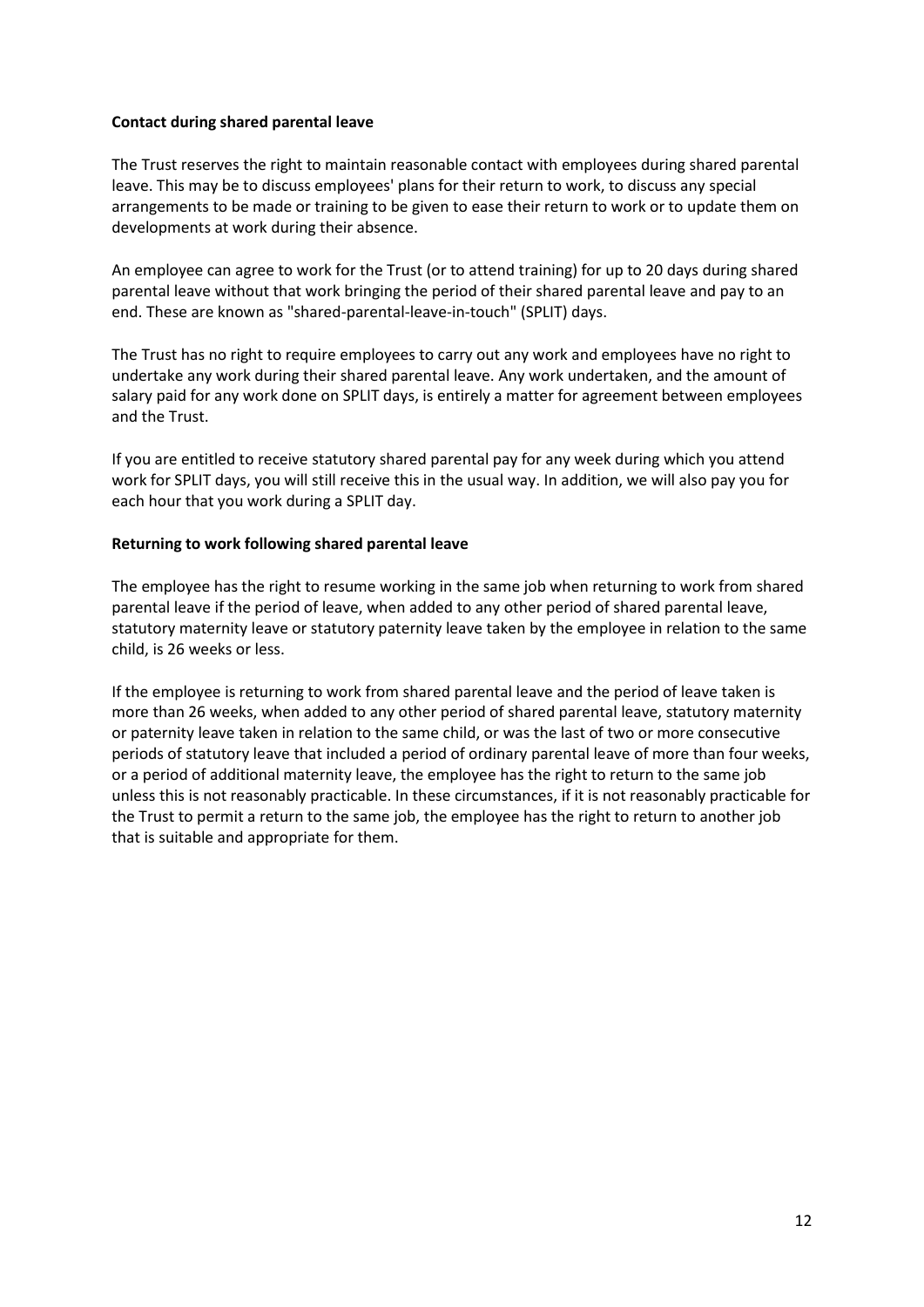**Contact during shared parental leave**

The Trust reserves the right to maintain reasonable contact with employees during shared parental leave. This may be to discuss employees' plans for their return to work, to discuss any special arrangements to be made or training to be given to ease their return to work or to update them on developments at work during their absence.

An employee can agree to work for the Trust (or to attend training) for up to 20 days during shared parental leave without that work bringing the period of their shared parental leave and pay to an end. These are known as "shared-parental-leave-in-touch" (SPLIT) days.

The Trust has no right to require employees to carry out any work and employees have no right to undertake any work during their shared parental leave. Any work undertaken, and the amount of salary paid for any work done on SPLIT days, is entirely a matter for agreement between employees and the Trust.

If you are entitled to receive statutory shared parental pay for any week during which you attend work for SPLIT days, you will still receive this in the usual way. In addition, we will also pay you for each hour that you work during a SPLIT day.

**Returning to work following shared parental leave**

The employee has the right to resume working in the same job when returning to work from shared parental leave if the period of leave, when added to any other period of shared parental leave, statutory maternity leave or statutory paternity leave taken by the employee in relation to the same child, is 26 weeks or less.

If the employee is returning to work from shared parental leave and the period of leave taken is more than 26 weeks, when added to any other period of shared parental leave, statutory maternity or paternity leave taken in relation to the same child, or was the last of two or more consecutive periods of statutory leave that included a period of ordinary parental leave of more than four weeks, or a period of additional maternity leave, the employee has the right to return to the same job unless this is not reasonably practicable. In these circumstances, if it is not reasonably practicable for the Trust to permit a return to the same job, the employee has the right to return to another job that is suitable and appropriate for them.